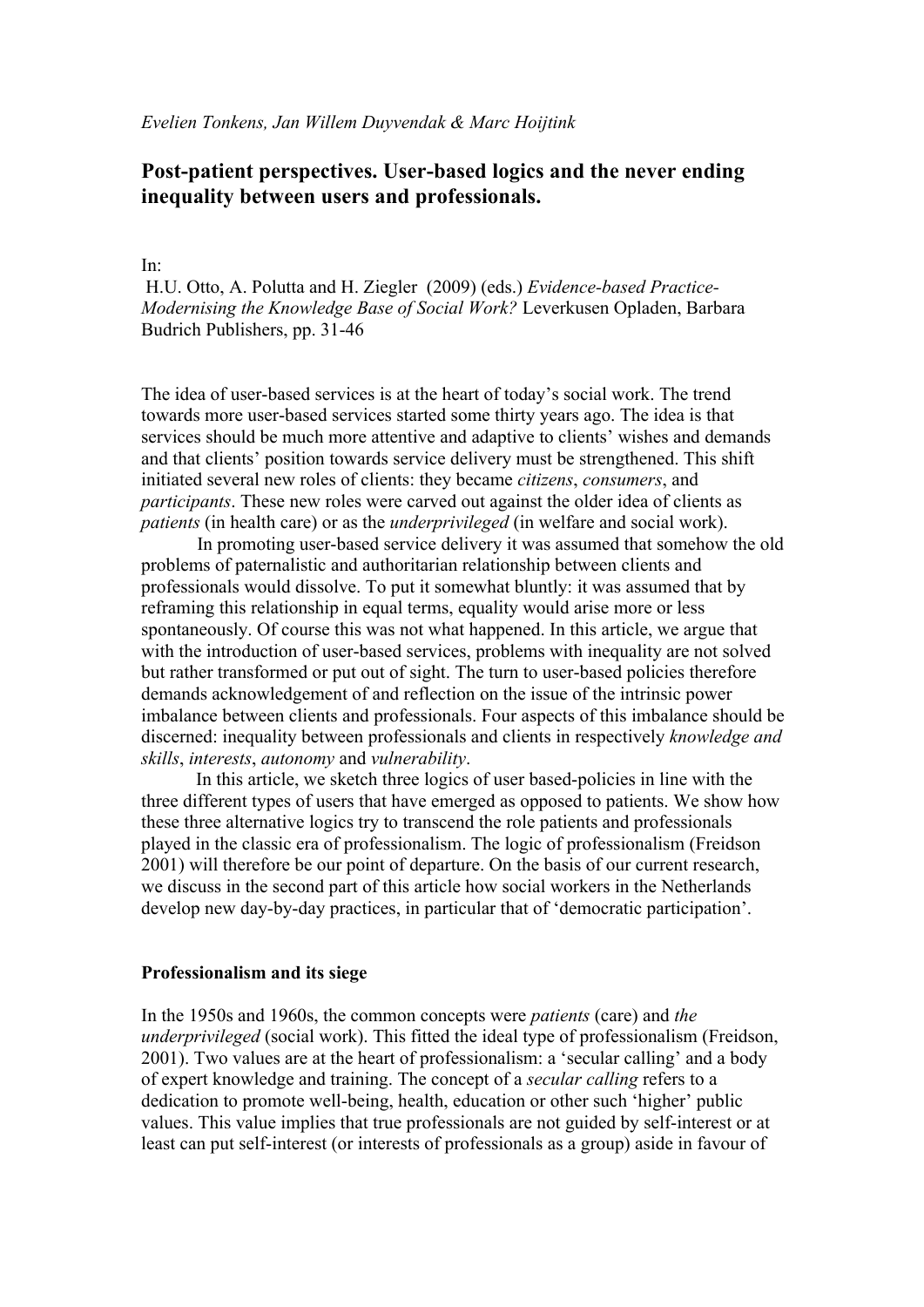*Evelien Tonkens, Jan Willem Duyvendak & Marc Hoijtink*

# Post-patient perspectives. User-based logics and the never ending inequality between users and professionals.

In:
H.U. Otto, A. Polutta and H. Ziegler (2009) (eds.) *Evidence-based Practice-Modernising the Knowledge Base of Social Work?* Leverkusen Opladen, Barbara Budrich Publishers, pp. 31-46

The idea of user-based services is at the heart of today's social work. The trend towards more user-based services started some thirty years ago. The idea is that services should be much more attentive and adaptive to clients' wishes and demands and that clients' position towards service delivery must be strengthened. This shift initiated several new roles of clients: they became *citizens*, *consumers*, and *participants*. These new roles were carved out against the older idea of clients as *patients* (in health care) or as the *underprivileged* (in welfare and social work).

In promoting user-based service delivery it was assumed that somehow the old problems of paternalistic and authoritarian relationship between clients and professionals would dissolve. To put it somewhat bluntly: it was assumed that by reframing this relationship in equal terms, equality would arise more or less spontaneously. Of course this was not what happened. In this article, we argue that with the introduction of user-based services, problems with inequality are not solved but rather transformed or put out of sight. The turn to user-based policies therefore demands acknowledgement of and reflection on the issue of the intrinsic power imbalance between clients and professionals. Four aspects of this imbalance should be discerned: inequality between professionals and clients in respectively *knowledge and skills*, *interests*, *autonomy* and *vulnerability*.

In this article, we sketch three logics of user based-policies in line with the three different types of users that have emerged as opposed to patients. We show how these three alternative logics try to transcend the role patients and professionals played in the classic era of professionalism. The logic of professionalism (Freidson 2001) will therefore be our point of departure. On the basis of our current research, we discuss in the second part of this article how social workers in the Netherlands develop new day-by-day practices, in particular that of 'democratic participation'.

## Professionalism and its siege

In the 1950s and 1960s, the common concepts were *patients* (care) and *the underprivileged* (social work). This fitted the ideal type of professionalism (Freidson, 2001). Two values are at the heart of professionalism: a 'secular calling' and a body of expert knowledge and training. The concept of a *secular calling* refers to a dedication to promote well-being, health, education or other such 'higher' public values. This value implies that true professionals are not guided by self-interest or at least can put self-interest (or interests of professionals as a group) aside in favour of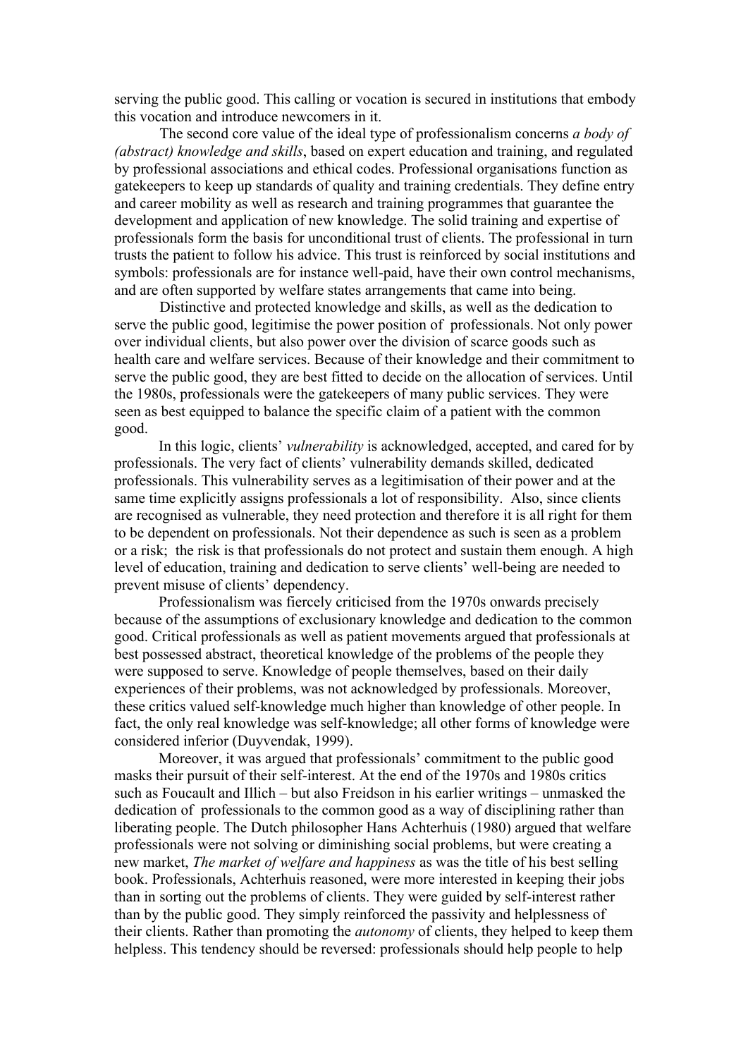serving the public good. This calling or vocation is secured in institutions that embody this vocation and introduce newcomers in it.

The second core value of the ideal type of professionalism concerns *a body of (abstract) knowledge and skills*, based on expert education and training, and regulated by professional associations and ethical codes. Professional organisations function as gatekeepers to keep up standards of quality and training credentials. They define entry and career mobility as well as research and training programmes that guarantee the development and application of new knowledge. The solid training and expertise of professionals form the basis for unconditional trust of clients. The professional in turn trusts the patient to follow his advice. This trust is reinforced by social institutions and symbols: professionals are for instance well-paid, have their own control mechanisms, and are often supported by welfare states arrangements that came into being.

Distinctive and protected knowledge and skills, as well as the dedication to serve the public good, legitimise the power position of professionals. Not only power over individual clients, but also power over the division of scarce goods such as health care and welfare services. Because of their knowledge and their commitment to serve the public good, they are best fitted to decide on the allocation of services. Until the 1980s, professionals were the gatekeepers of many public services. They were seen as best equipped to balance the specific claim of a patient with the common good.

In this logic, clients' *vulnerability* is acknowledged, accepted, and cared for by professionals. The very fact of clients' vulnerability demands skilled, dedicated professionals. This vulnerability serves as a legitimisation of their power and at the same time explicitly assigns professionals a lot of responsibility. Also, since clients are recognised as vulnerable, they need protection and therefore it is all right for them to be dependent on professionals. Not their dependence as such is seen as a problem or a risk; the risk is that professionals do not protect and sustain them enough. A high level of education, training and dedication to serve clients' well-being are needed to prevent misuse of clients' dependency.

Professionalism was fiercely criticised from the 1970s onwards precisely because of the assumptions of exclusionary knowledge and dedication to the common good. Critical professionals as well as patient movements argued that professionals at best possessed abstract, theoretical knowledge of the problems of the people they were supposed to serve. Knowledge of people themselves, based on their daily experiences of their problems, was not acknowledged by professionals. Moreover, these critics valued self-knowledge much higher than knowledge of other people. In fact, the only real knowledge was self-knowledge; all other forms of knowledge were considered inferior (Duyvendak, 1999).

Moreover, it was argued that professionals' commitment to the public good masks their pursuit of their self-interest. At the end of the 1970s and 1980s critics such as Foucault and Illich – but also Freidson in his earlier writings – unmasked the dedication of professionals to the common good as a way of disciplining rather than liberating people. The Dutch philosopher Hans Achterhuis (1980) argued that welfare professionals were not solving or diminishing social problems, but were creating a new market, *The market of welfare and happiness* as was the title of his best selling book. Professionals, Achterhuis reasoned, were more interested in keeping their jobs than in sorting out the problems of clients. They were guided by self-interest rather than by the public good. They simply reinforced the passivity and helplessness of their clients. Rather than promoting the *autonomy* of clients, they helped to keep them helpless. This tendency should be reversed: professionals should help people to help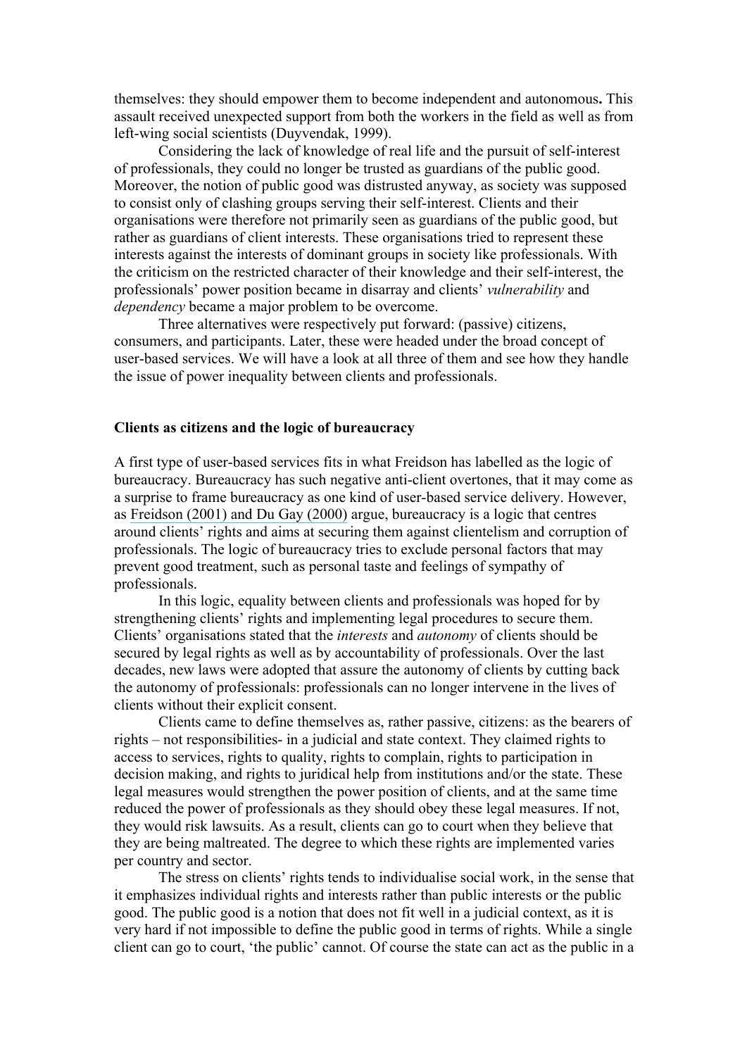themselves: they should empower them to become independent and autonomous**.** This assault received unexpected support from both the workers in the field as well as from left-wing social scientists (Duyvendak, 1999).

Considering the lack of knowledge of real life and the pursuit of self-interest of professionals, they could no longer be trusted as guardians of the public good. Moreover, the notion of public good was distrusted anyway, as society was supposed to consist only of clashing groups serving their self-interest. Clients and their organisations were therefore not primarily seen as guardians of the public good, but rather as guardians of client interests. These organisations tried to represent these interests against the interests of dominant groups in society like professionals. With the criticism on the restricted character of their knowledge and their self-interest, the professionals' power position became in disarray and clients' *vulnerability* and *dependency* became a major problem to be overcome.

Three alternatives were respectively put forward: (passive) citizens, consumers, and participants. Later, these were headed under the broad concept of user-based services. We will have a look at all three of them and see how they handle the issue of power inequality between clients and professionals.

**Clients as citizens and the logic of bureaucracy**

A first type of user-based services fits in what Freidson has labelled as the logic of bureaucracy. Bureaucracy has such negative anti-client overtones, that it may come as a surprise to frame bureaucracy as one kind of user-based service delivery. However, as Freidson (2001) and Du Gay (2000) argue, bureaucracy is a logic that centres around clients' rights and aims at securing them against clientelism and corruption of professionals. The logic of bureaucracy tries to exclude personal factors that may prevent good treatment, such as personal taste and feelings of sympathy of professionals.

In this logic, equality between clients and professionals was hoped for by strengthening clients' rights and implementing legal procedures to secure them. Clients' organisations stated that the *interests* and *autonomy* of clients should be secured by legal rights as well as by accountability of professionals. Over the last decades, new laws were adopted that assure the autonomy of clients by cutting back the autonomy of professionals: professionals can no longer intervene in the lives of clients without their explicit consent.

Clients came to define themselves as, rather passive, citizens: as the bearers of rights – not responsibilities- in a judicial and state context. They claimed rights to access to services, rights to quality, rights to complain, rights to participation in decision making, and rights to juridical help from institutions and/or the state. These legal measures would strengthen the power position of clients, and at the same time reduced the power of professionals as they should obey these legal measures. If not, they would risk lawsuits. As a result, clients can go to court when they believe that they are being maltreated. The degree to which these rights are implemented varies per country and sector.

The stress on clients' rights tends to individualise social work, in the sense that it emphasizes individual rights and interests rather than public interests or the public good. The public good is a notion that does not fit well in a judicial context, as it is very hard if not impossible to define the public good in terms of rights. While a single client can go to court, 'the public' cannot. Of course the state can act as the public in a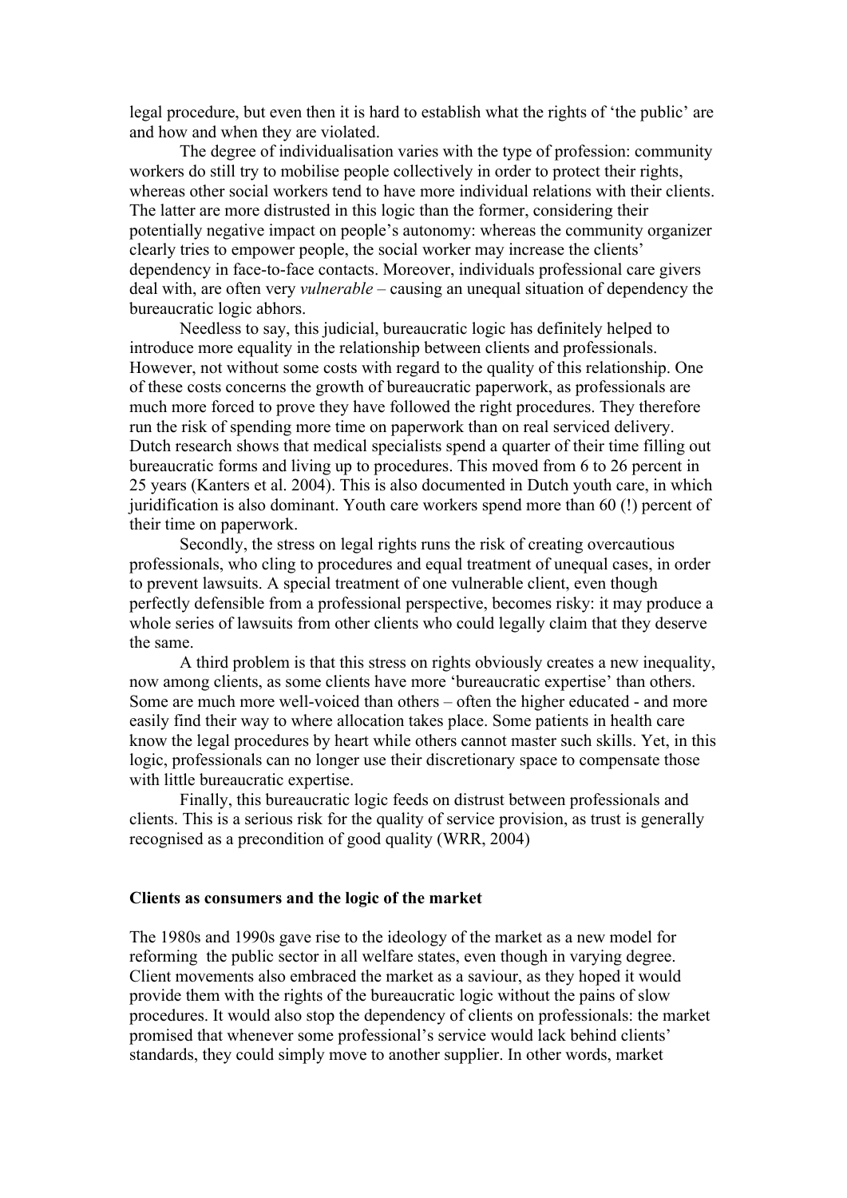legal procedure, but even then it is hard to establish what the rights of 'the public' are and how and when they are violated.

The degree of individualisation varies with the type of profession: community workers do still try to mobilise people collectively in order to protect their rights, whereas other social workers tend to have more individual relations with their clients. The latter are more distrusted in this logic than the former, considering their potentially negative impact on people's autonomy: whereas the community organizer clearly tries to empower people, the social worker may increase the clients' dependency in face-to-face contacts. Moreover, individuals professional care givers deal with, are often very *vulnerable* – causing an unequal situation of dependency the bureaucratic logic abhors.

Needless to say, this judicial, bureaucratic logic has definitely helped to introduce more equality in the relationship between clients and professionals. However, not without some costs with regard to the quality of this relationship. One of these costs concerns the growth of bureaucratic paperwork, as professionals are much more forced to prove they have followed the right procedures. They therefore run the risk of spending more time on paperwork than on real serviced delivery. Dutch research shows that medical specialists spend a quarter of their time filling out bureaucratic forms and living up to procedures. This moved from 6 to 26 percent in 25 years (Kanters et al. 2004). This is also documented in Dutch youth care, in which juridification is also dominant. Youth care workers spend more than 60 (!) percent of their time on paperwork.

Secondly, the stress on legal rights runs the risk of creating overcautious professionals, who cling to procedures and equal treatment of unequal cases, in order to prevent lawsuits. A special treatment of one vulnerable client, even though perfectly defensible from a professional perspective, becomes risky: it may produce a whole series of lawsuits from other clients who could legally claim that they deserve the same.

A third problem is that this stress on rights obviously creates a new inequality, now among clients, as some clients have more 'bureaucratic expertise' than others. Some are much more well-voiced than others – often the higher educated - and more easily find their way to where allocation takes place. Some patients in health care know the legal procedures by heart while others cannot master such skills. Yet, in this logic, professionals can no longer use their discretionary space to compensate those with little bureaucratic expertise.

Finally, this bureaucratic logic feeds on distrust between professionals and clients. This is a serious risk for the quality of service provision, as trust is generally recognised as a precondition of good quality (WRR, 2004)

**Clients as consumers and the logic of the market**

The 1980s and 1990s gave rise to the ideology of the market as a new model for reforming the public sector in all welfare states, even though in varying degree. Client movements also embraced the market as a saviour, as they hoped it would provide them with the rights of the bureaucratic logic without the pains of slow procedures. It would also stop the dependency of clients on professionals: the market promised that whenever some professional's service would lack behind clients' standards, they could simply move to another supplier. In other words, market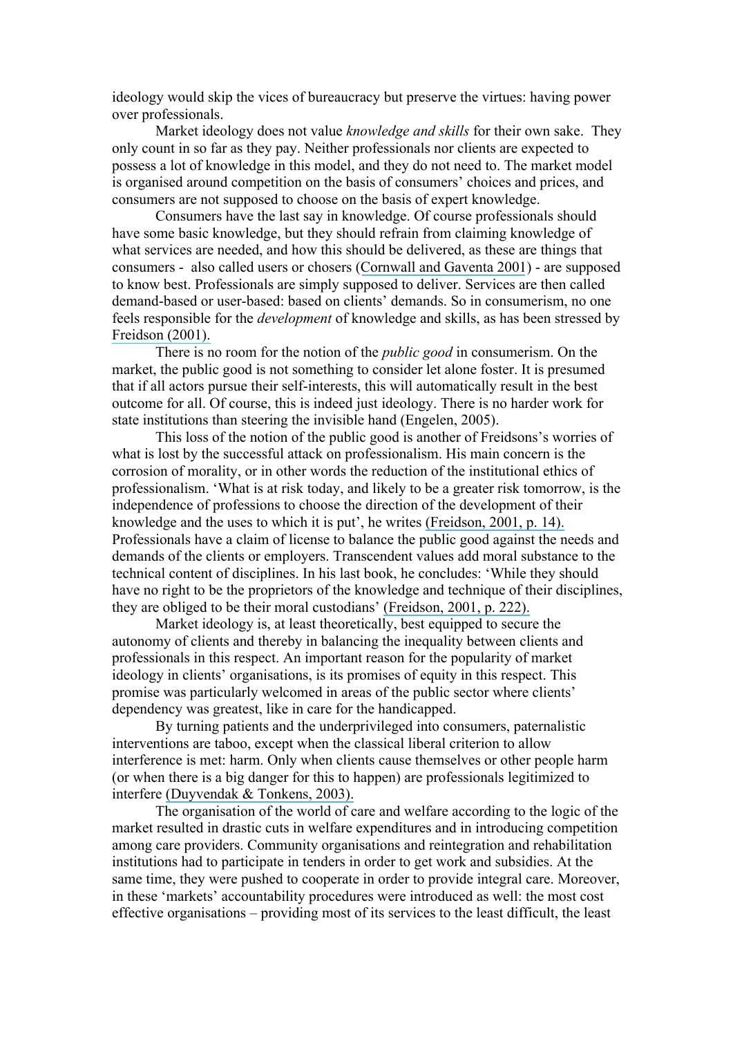ideology would skip the vices of bureaucracy but preserve the virtues: having power over professionals.

Market ideology does not value *knowledge and skills* for their own sake. They only count in so far as they pay. Neither professionals nor clients are expected to possess a lot of knowledge in this model, and they do not need to. The market model is organised around competition on the basis of consumers' choices and prices, and consumers are not supposed to choose on the basis of expert knowledge.

Consumers have the last say in knowledge. Of course professionals should have some basic knowledge, but they should refrain from claiming knowledge of what services are needed, and how this should be delivered, as these are things that consumers - also called users or chosers (Cornwall and Gaventa 2001) - are supposed to know best. Professionals are simply supposed to deliver. Services are then called demand-based or user-based: based on clients' demands. So in consumerism, no one feels responsible for the *development* of knowledge and skills, as has been stressed by Freidson (2001).

There is no room for the notion of the *public good* in consumerism. On the market, the public good is not something to consider let alone foster. It is presumed that if all actors pursue their self-interests, this will automatically result in the best outcome for all. Of course, this is indeed just ideology. There is no harder work for state institutions than steering the invisible hand (Engelen, 2005).

This loss of the notion of the public good is another of Freidsons's worries of what is lost by the successful attack on professionalism. His main concern is the corrosion of morality, or in other words the reduction of the institutional ethics of professionalism. 'What is at risk today, and likely to be a greater risk tomorrow, is the independence of professions to choose the direction of the development of their knowledge and the uses to which it is put', he writes (Freidson, 2001, p. 14). Professionals have a claim of license to balance the public good against the needs and demands of the clients or employers. Transcendent values add moral substance to the technical content of disciplines. In his last book, he concludes: 'While they should have no right to be the proprietors of the knowledge and technique of their disciplines, they are obliged to be their moral custodians' (Freidson, 2001, p. 222).

Market ideology is, at least theoretically, best equipped to secure the autonomy of clients and thereby in balancing the inequality between clients and professionals in this respect. An important reason for the popularity of market ideology in clients' organisations, is its promises of equity in this respect. This promise was particularly welcomed in areas of the public sector where clients' dependency was greatest, like in care for the handicapped.

By turning patients and the underprivileged into consumers, paternalistic interventions are taboo, except when the classical liberal criterion to allow interference is met: harm. Only when clients cause themselves or other people harm (or when there is a big danger for this to happen) are professionals legitimized to interfere (Duyvendak & Tonkens, 2003).

The organisation of the world of care and welfare according to the logic of the market resulted in drastic cuts in welfare expenditures and in introducing competition among care providers. Community organisations and reintegration and rehabilitation institutions had to participate in tenders in order to get work and subsidies. At the same time, they were pushed to cooperate in order to provide integral care. Moreover, in these 'markets' accountability procedures were introduced as well: the most cost effective organisations – providing most of its services to the least difficult, the least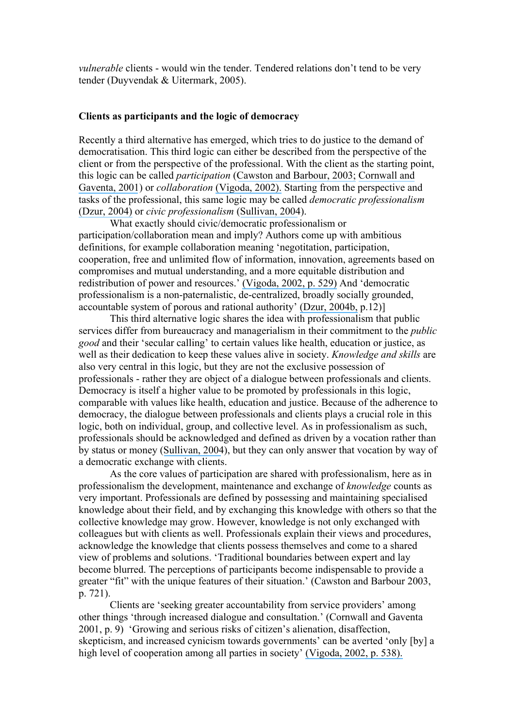*vulnerable* clients - would win the tender. Tendered relations don't tend to be very tender (Duyvendak & Uitermark, 2005).

### Clients as participants and the logic of democracy

Recently a third alternative has emerged, which tries to do justice to the demand of democratisation. This third logic can either be described from the perspective of the client or from the perspective of the professional. With the client as the starting point, this logic can be called *participation* (Cawston and Barbour, 2003; Cornwall and Gaventa, 2001) or *collaboration* (Vigoda, 2002). Starting from the perspective and tasks of the professional, this same logic may be called *democratic professionalism* (Dzur, 2004) or *civic professionalism* (Sullivan, 2004).

What exactly should civic/democratic professionalism or participation/collaboration mean and imply? Authors come up with ambitious definitions, for example collaboration meaning 'negotitation, participation, cooperation, free and unlimited flow of information, innovation, agreements based on compromises and mutual understanding, and a more equitable distribution and redistribution of power and resources.' (Vigoda, 2002, p. 529) And 'democratic professionalism is a non-paternalistic, de-centralized, broadly socially grounded, accountable system of porous and rational authority' (Dzur, 2004b, p.12)]

This third alternative logic shares the idea with professionalism that public services differ from bureaucracy and managerialism in their commitment to the *public good* and their 'secular calling' to certain values like health, education or justice, as well as their dedication to keep these values alive in society. *Knowledge and skills* are also very central in this logic, but they are not the exclusive possession of professionals - rather they are object of a dialogue between professionals and clients. Democracy is itself a higher value to be promoted by professionals in this logic, comparable with values like health, education and justice. Because of the adherence to democracy, the dialogue between professionals and clients plays a crucial role in this logic, both on individual, group, and collective level. As in professionalism as such, professionals should be acknowledged and defined as driven by a vocation rather than by status or money (Sullivan, 2004), but they can only answer that vocation by way of a democratic exchange with clients.

As the core values of participation are shared with professionalism, here as in professionalism the development, maintenance and exchange of *knowledge* counts as very important. Professionals are defined by possessing and maintaining specialised knowledge about their field, and by exchanging this knowledge with others so that the collective knowledge may grow. However, knowledge is not only exchanged with colleagues but with clients as well. Professionals explain their views and procedures, acknowledge the knowledge that clients possess themselves and come to a shared view of problems and solutions. 'Traditional boundaries between expert and lay become blurred. The perceptions of participants become indispensable to provide a greater "fit" with the unique features of their situation.' (Cawston and Barbour 2003, p. 721).

Clients are 'seeking greater accountability from service providers' among other things 'through increased dialogue and consultation.' (Cornwall and Gaventa 2001, p. 9) 'Growing and serious risks of citizen's alienation, disaffection, skepticism, and increased cynicism towards governments' can be averted 'only [by] a high level of cooperation among all parties in society' (Vigoda, 2002, p. 538).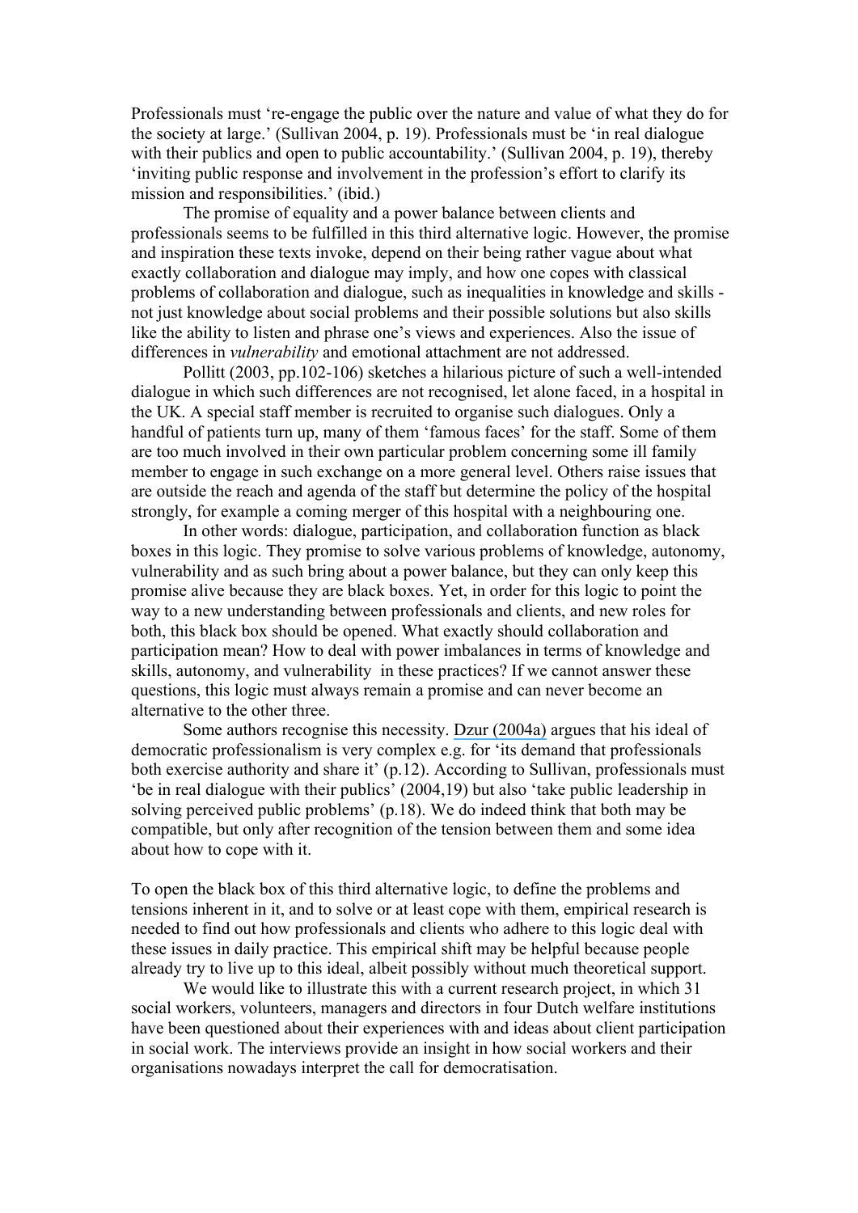Professionals must 're-engage the public over the nature and value of what they do for the society at large.' (Sullivan 2004, p. 19). Professionals must be 'in real dialogue with their publics and open to public accountability.' (Sullivan 2004, p. 19), thereby 'inviting public response and involvement in the profession's effort to clarify its mission and responsibilities.' (ibid.)

The promise of equality and a power balance between clients and professionals seems to be fulfilled in this third alternative logic. However, the promise and inspiration these texts invoke, depend on their being rather vague about what exactly collaboration and dialogue may imply, and how one copes with classical problems of collaboration and dialogue, such as inequalities in knowledge and skills - not just knowledge about social problems and their possible solutions but also skills like the ability to listen and phrase one's views and experiences. Also the issue of differences in *vulnerability* and emotional attachment are not addressed.

Pollitt (2003, pp.102-106) sketches a hilarious picture of such a well-intended dialogue in which such differences are not recognised, let alone faced, in a hospital in the UK. A special staff member is recruited to organise such dialogues. Only a handful of patients turn up, many of them 'famous faces' for the staff. Some of them are too much involved in their own particular problem concerning some ill family member to engage in such exchange on a more general level. Others raise issues that are outside the reach and agenda of the staff but determine the policy of the hospital strongly, for example a coming merger of this hospital with a neighbouring one.

In other words: dialogue, participation, and collaboration function as black boxes in this logic. They promise to solve various problems of knowledge, autonomy, vulnerability and as such bring about a power balance, but they can only keep this promise alive because they are black boxes. Yet, in order for this logic to point the way to a new understanding between professionals and clients, and new roles for both, this black box should be opened. What exactly should collaboration and participation mean? How to deal with power imbalances in terms of knowledge and skills, autonomy, and vulnerability in these practices? If we cannot answer these questions, this logic must always remain a promise and can never become an alternative to the other three.

Some authors recognise this necessity. Dzur (2004a) argues that his ideal of democratic professionalism is very complex e.g. for 'its demand that professionals both exercise authority and share it' (p.12). According to Sullivan, professionals must 'be in real dialogue with their publics' (2004,19) but also 'take public leadership in solving perceived public problems' (p.18). We do indeed think that both may be compatible, but only after recognition of the tension between them and some idea about how to cope with it.

To open the black box of this third alternative logic, to define the problems and tensions inherent in it, and to solve or at least cope with them, empirical research is needed to find out how professionals and clients who adhere to this logic deal with these issues in daily practice. This empirical shift may be helpful because people already try to live up to this ideal, albeit possibly without much theoretical support.

We would like to illustrate this with a current research project, in which 31 social workers, volunteers, managers and directors in four Dutch welfare institutions have been questioned about their experiences with and ideas about client participation in social work. The interviews provide an insight in how social workers and their organisations nowadays interpret the call for democratisation.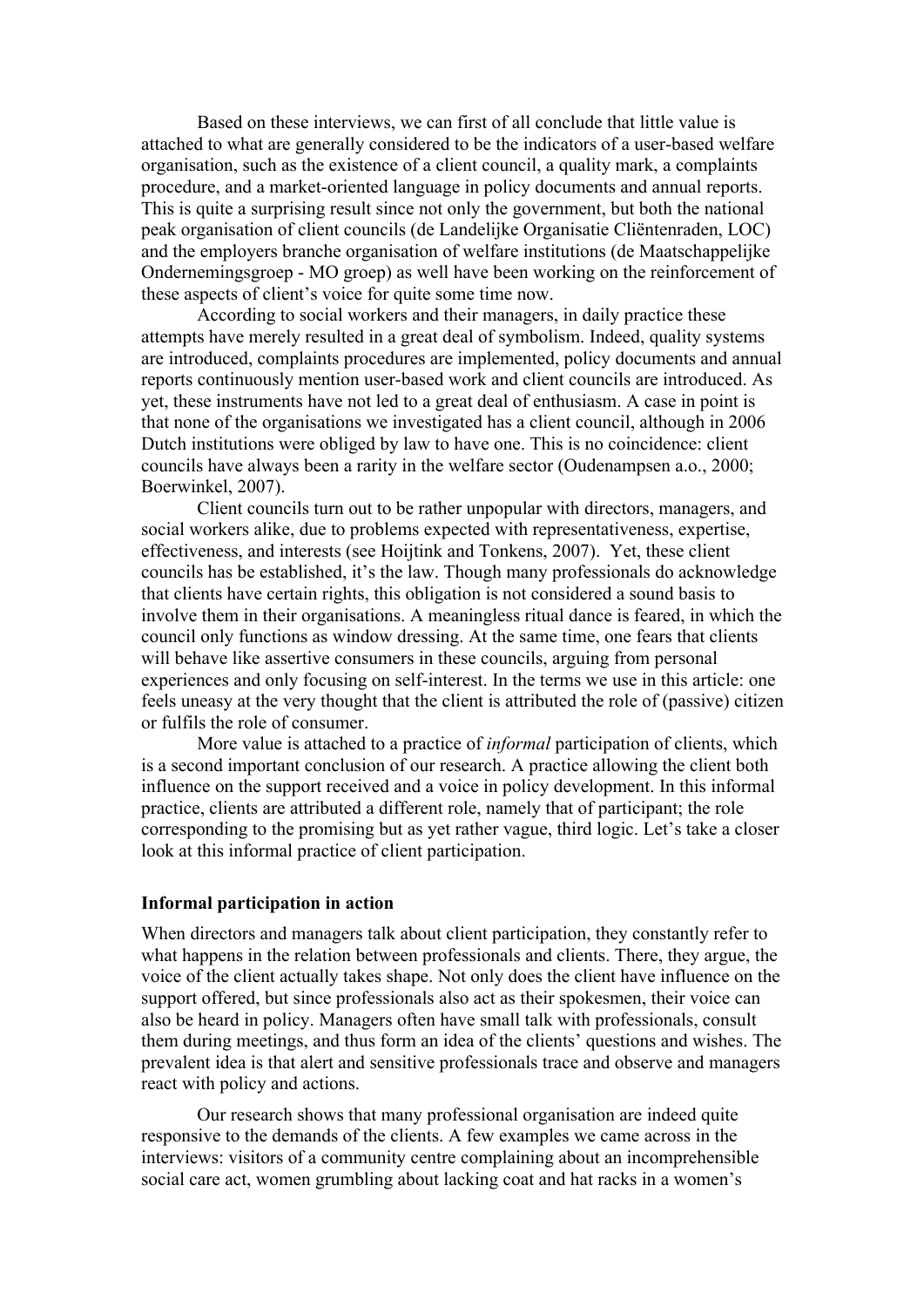Based on these interviews, we can first of all conclude that little value is attached to what are generally considered to be the indicators of a user-based welfare organisation, such as the existence of a client council, a quality mark, a complaints procedure, and a market-oriented language in policy documents and annual reports. This is quite a surprising result since not only the government, but both the national peak organisation of client councils (de Landelijke Organisatie Cliëntenraden, LOC) and the employers branche organisation of welfare institutions (de Maatschappelijke Ondernemingsgroep - MO groep) as well have been working on the reinforcement of these aspects of client's voice for quite some time now.

According to social workers and their managers, in daily practice these attempts have merely resulted in a great deal of symbolism. Indeed, quality systems are introduced, complaints procedures are implemented, policy documents and annual reports continuously mention user-based work and client councils are introduced. As yet, these instruments have not led to a great deal of enthusiasm. A case in point is that none of the organisations we investigated has a client council, although in 2006 Dutch institutions were obliged by law to have one. This is no coincidence: client councils have always been a rarity in the welfare sector (Oudenampsen a.o., 2000; Boerwinkel, 2007).

Client councils turn out to be rather unpopular with directors, managers, and social workers alike, due to problems expected with representativeness, expertise, effectiveness, and interests (see Hoijtink and Tonkens, 2007). Yet, these client councils has be established, it's the law. Though many professionals do acknowledge that clients have certain rights, this obligation is not considered a sound basis to involve them in their organisations. A meaningless ritual dance is feared, in which the council only functions as window dressing. At the same time, one fears that clients will behave like assertive consumers in these councils, arguing from personal experiences and only focusing on self-interest. In the terms we use in this article: one feels uneasy at the very thought that the client is attributed the role of (passive) citizen or fulfils the role of consumer.

More value is attached to a practice of *informal* participation of clients, which is a second important conclusion of our research. A practice allowing the client both influence on the support received and a voice in policy development. In this informal practice, clients are attributed a different role, namely that of participant; the role corresponding to the promising but as yet rather vague, third logic. Let's take a closer look at this informal practice of client participation.

**Informal participation in action**

When directors and managers talk about client participation, they constantly refer to what happens in the relation between professionals and clients. There, they argue, the voice of the client actually takes shape. Not only does the client have influence on the support offered, but since professionals also act as their spokesmen, their voice can also be heard in policy. Managers often have small talk with professionals, consult them during meetings, and thus form an idea of the clients' questions and wishes. The prevalent idea is that alert and sensitive professionals trace and observe and managers react with policy and actions.

Our research shows that many professional organisation are indeed quite responsive to the demands of the clients. A few examples we came across in the interviews: visitors of a community centre complaining about an incomprehensible social care act, women grumbling about lacking coat and hat racks in a women's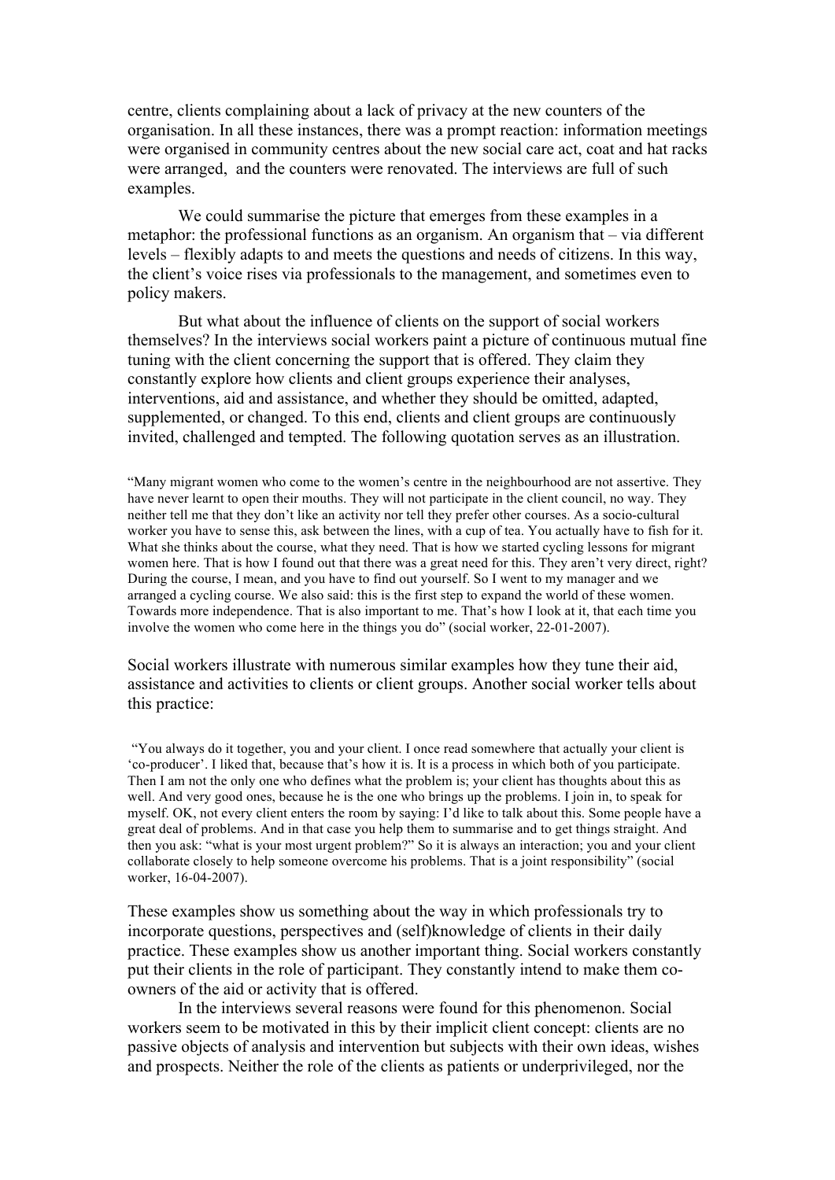centre, clients complaining about a lack of privacy at the new counters of the organisation. In all these instances, there was a prompt reaction: information meetings were organised in community centres about the new social care act, coat and hat racks were arranged, and the counters were renovated. The interviews are full of such examples.

We could summarise the picture that emerges from these examples in a metaphor: the professional functions as an organism. An organism that – via different levels – flexibly adapts to and meets the questions and needs of citizens. In this way, the client's voice rises via professionals to the management, and sometimes even to policy makers.

But what about the influence of clients on the support of social workers themselves? In the interviews social workers paint a picture of continuous mutual fine tuning with the client concerning the support that is offered. They claim they constantly explore how clients and client groups experience their analyses, interventions, aid and assistance, and whether they should be omitted, adapted, supplemented, or changed. To this end, clients and client groups are continuously invited, challenged and tempted. The following quotation serves as an illustration.

> "Many migrant women who come to the women's centre in the neighbourhood are not assertive. They have never learnt to open their mouths. They will not participate in the client council, no way. They neither tell me that they don't like an activity nor tell they prefer other courses. As a socio-cultural worker you have to sense this, ask between the lines, with a cup of tea. You actually have to fish for it. What she thinks about the course, what they need. That is how we started cycling lessons for migrant women here. That is how I found out that there was a great need for this. They aren't very direct, right? During the course, I mean, and you have to find out yourself. So I went to my manager and we arranged a cycling course. We also said: this is the first step to expand the world of these women. Towards more independence. That is also important to me. That's how I look at it, that each time you involve the women who come here in the things you do" (social worker, 22-01-2007).

Social workers illustrate with numerous similar examples how they tune their aid, assistance and activities to clients or client groups. Another social worker tells about this practice:

> "You always do it together, you and your client. I once read somewhere that actually your client is 'co-producer'. I liked that, because that's how it is. It is a process in which both of you participate. Then I am not the only one who defines what the problem is; your client has thoughts about this as well. And very good ones, because he is the one who brings up the problems. I join in, to speak for myself. OK, not every client enters the room by saying: I'd like to talk about this. Some people have a great deal of problems. And in that case you help them to summarise and to get things straight. And then you ask: "what is your most urgent problem?" So it is always an interaction; you and your client collaborate closely to help someone overcome his problems. That is a joint responsibility" (social worker, 16-04-2007).

These examples show us something about the way in which professionals try to incorporate questions, perspectives and (self)knowledge of clients in their daily practice. These examples show us another important thing. Social workers constantly put their clients in the role of participant. They constantly intend to make them co-owners of the aid or activity that is offered.

In the interviews several reasons were found for this phenomenon. Social workers seem to be motivated in this by their implicit client concept: clients are no passive objects of analysis and intervention but subjects with their own ideas, wishes and prospects. Neither the role of the clients as patients or underprivileged, nor the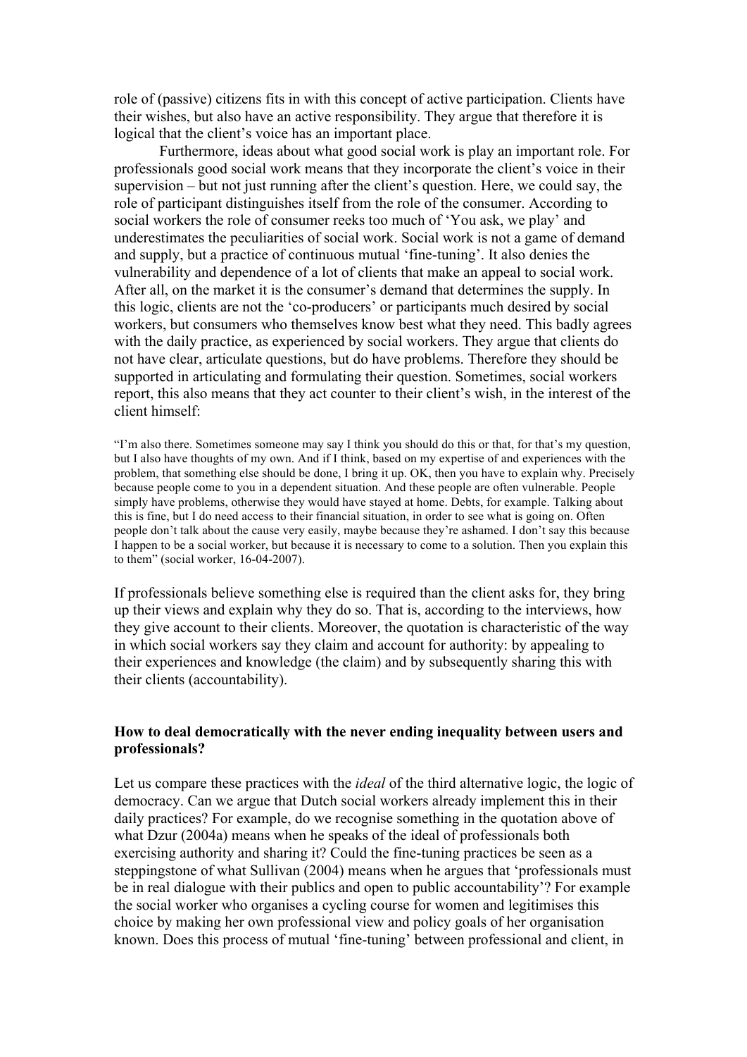role of (passive) citizens fits in with this concept of active participation. Clients have their wishes, but also have an active responsibility. They argue that therefore it is logical that the client's voice has an important place.

Furthermore, ideas about what good social work is play an important role. For professionals good social work means that they incorporate the client's voice in their supervision – but not just running after the client's question. Here, we could say, the role of participant distinguishes itself from the role of the consumer. According to social workers the role of consumer reeks too much of 'You ask, we play' and underestimates the peculiarities of social work. Social work is not a game of demand and supply, but a practice of continuous mutual 'fine-tuning'. It also denies the vulnerability and dependence of a lot of clients that make an appeal to social work. After all, on the market it is the consumer's demand that determines the supply. In this logic, clients are not the 'co-producers' or participants much desired by social workers, but consumers who themselves know best what they need. This badly agrees with the daily practice, as experienced by social workers. They argue that clients do not have clear, articulate questions, but do have problems. Therefore they should be supported in articulating and formulating their question. Sometimes, social workers report, this also means that they act counter to their client's wish, in the interest of the client himself:

> "I'm also there. Sometimes someone may say I think you should do this or that, for that's my question, but I also have thoughts of my own. And if I think, based on my expertise of and experiences with the problem, that something else should be done, I bring it up. OK, then you have to explain why. Precisely because people come to you in a dependent situation. And these people are often vulnerable. People simply have problems, otherwise they would have stayed at home. Debts, for example. Talking about this is fine, but I do need access to their financial situation, in order to see what is going on. Often people don't talk about the cause very easily, maybe because they're ashamed. I don't say this because I happen to be a social worker, but because it is necessary to come to a solution. Then you explain this to them" (social worker, 16-04-2007).

If professionals believe something else is required than the client asks for, they bring up their views and explain why they do so. That is, according to the interviews, how they give account to their clients. Moreover, the quotation is characteristic of the way in which social workers say they claim and account for authority: by appealing to their experiences and knowledge (the claim) and by subsequently sharing this with their clients (accountability).

### How to deal democratically with the never ending inequality between users and professionals?

Let us compare these practices with the *ideal* of the third alternative logic, the logic of democracy. Can we argue that Dutch social workers already implement this in their daily practices? For example, do we recognise something in the quotation above of what Dzur (2004a) means when he speaks of the ideal of professionals both exercising authority and sharing it? Could the fine-tuning practices be seen as a steppingstone of what Sullivan (2004) means when he argues that 'professionals must be in real dialogue with their publics and open to public accountability'? For example the social worker who organises a cycling course for women and legitimises this choice by making her own professional view and policy goals of her organisation known. Does this process of mutual 'fine-tuning' between professional and client, in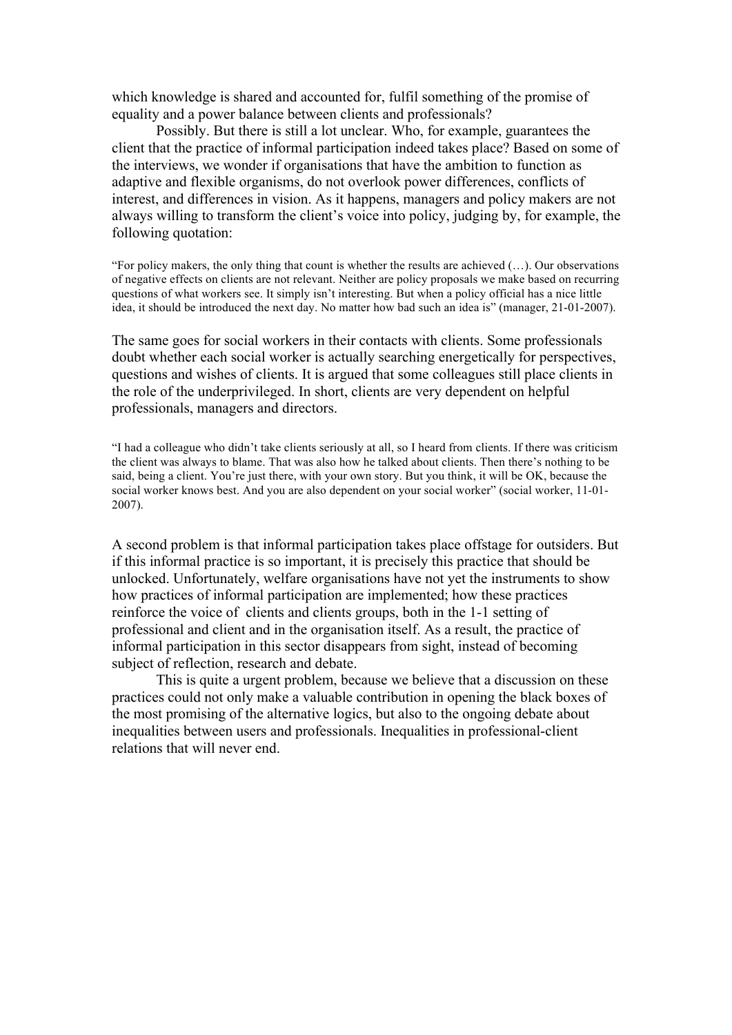which knowledge is shared and accounted for, fulfil something of the promise of equality and a power balance between clients and professionals?

Possibly. But there is still a lot unclear. Who, for example, guarantees the client that the practice of informal participation indeed takes place? Based on some of the interviews, we wonder if organisations that have the ambition to function as adaptive and flexible organisms, do not overlook power differences, conflicts of interest, and differences in vision. As it happens, managers and policy makers are not always willing to transform the client's voice into policy, judging by, for example, the following quotation:

> "For policy makers, the only thing that count is whether the results are achieved (…). Our observations of negative effects on clients are not relevant. Neither are policy proposals we make based on recurring questions of what workers see. It simply isn't interesting. But when a policy official has a nice little idea, it should be introduced the next day. No matter how bad such an idea is" (manager, 21-01-2007).

The same goes for social workers in their contacts with clients. Some professionals doubt whether each social worker is actually searching energetically for perspectives, questions and wishes of clients. It is argued that some colleagues still place clients in the role of the underprivileged. In short, clients are very dependent on helpful professionals, managers and directors.

> "I had a colleague who didn't take clients seriously at all, so I heard from clients. If there was criticism the client was always to blame. That was also how he talked about clients. Then there's nothing to be said, being a client. You're just there, with your own story. But you think, it will be OK, because the social worker knows best. And you are also dependent on your social worker" (social worker, 11-01-2007).

A second problem is that informal participation takes place offstage for outsiders. But if this informal practice is so important, it is precisely this practice that should be unlocked. Unfortunately, welfare organisations have not yet the instruments to show how practices of informal participation are implemented; how these practices reinforce the voice of clients and clients groups, both in the 1-1 setting of professional and client and in the organisation itself. As a result, the practice of informal participation in this sector disappears from sight, instead of becoming subject of reflection, research and debate.

This is quite a urgent problem, because we believe that a discussion on these practices could not only make a valuable contribution in opening the black boxes of the most promising of the alternative logics, but also to the ongoing debate about inequalities between users and professionals. Inequalities in professional-client relations that will never end.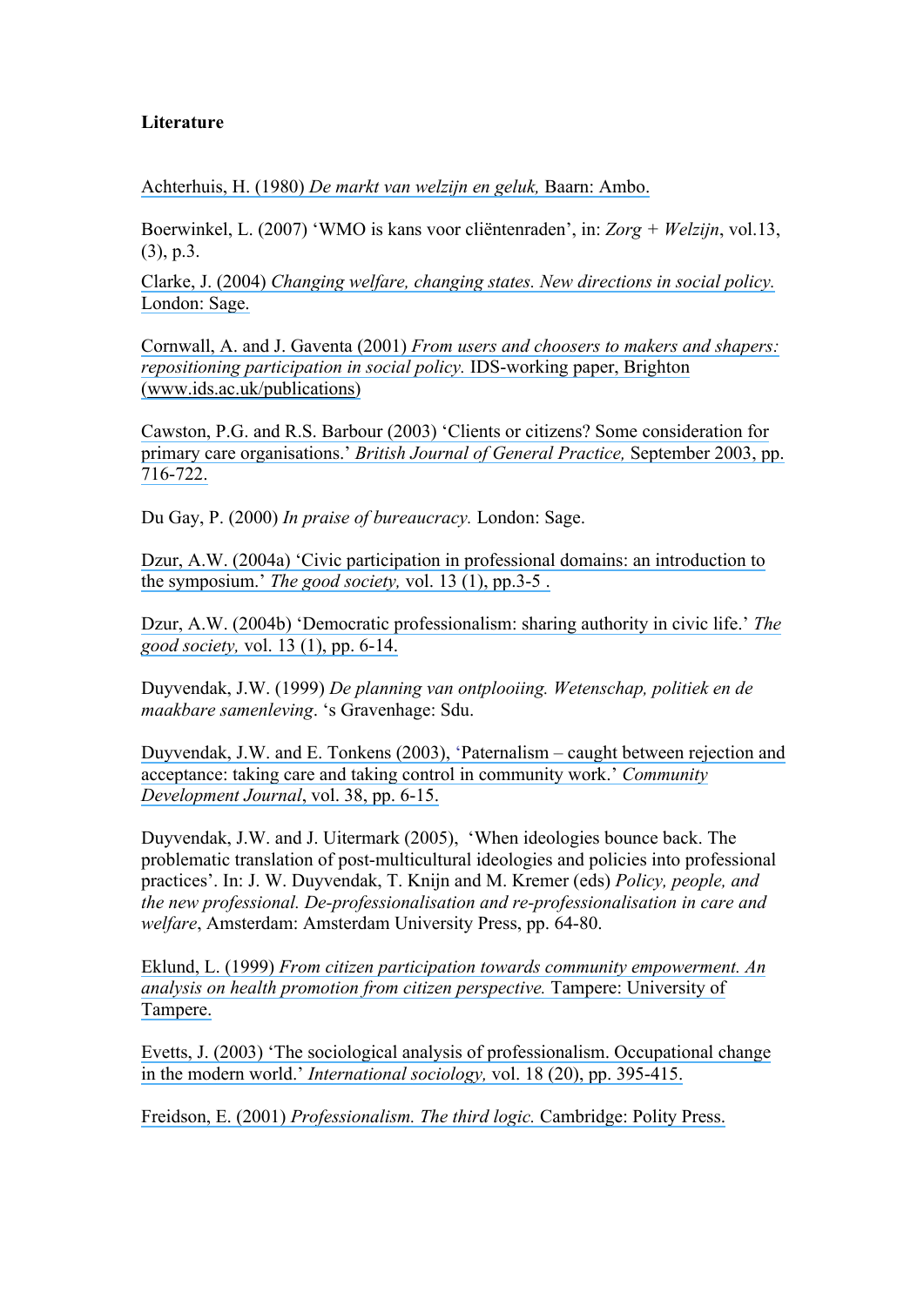**Literature**

Achterhuis, H. (1980) *De markt van welzijn en geluk,* Baarn: Ambo.

Boerwinkel, L. (2007) 'WMO is kans voor cliëntenraden', in: *Zorg + Welzijn*, vol.13, (3), p.3.

Clarke, J. (2004) *Changing welfare, changing states. New directions in social policy.* London: Sage.

Cornwall, A. and J. Gaventa (2001) *From users and choosers to makers and shapers: repositioning participation in social policy.* IDS-working paper, Brighton (www.ids.ac.uk/publications)

Cawston, P.G. and R.S. Barbour (2003) 'Clients or citizens? Some consideration for primary care organisations.' *British Journal of General Practice,* September 2003, pp. 716-722.

Du Gay, P. (2000) *In praise of bureaucracy.* London: Sage.

Dzur, A.W. (2004a) 'Civic participation in professional domains: an introduction to the symposium.' *The good society,* vol. 13 (1), pp.3-5 .

Dzur, A.W. (2004b) 'Democratic professionalism: sharing authority in civic life.' *The good society,* vol. 13 (1), pp. 6-14.

Duyvendak, J.W. (1999) *De planning van ontplooiing. Wetenschap, politiek en de maakbare samenleving*. 's Gravenhage: Sdu.

Duyvendak, J.W. and E. Tonkens (2003), 'Paternalism – caught between rejection and acceptance: taking care and taking control in community work.' *Community Development Journal*, vol. 38, pp. 6-15.

Duyvendak, J.W. and J. Uitermark (2005), 'When ideologies bounce back. The problematic translation of post-multicultural ideologies and policies into professional practices'. In: J. W. Duyvendak, T. Knijn and M. Kremer (eds) *Policy, people, and the new professional. De-professionalisation and re-professionalisation in care and welfare*, Amsterdam: Amsterdam University Press, pp. 64-80.

Eklund, L. (1999) *From citizen participation towards community empowerment. An analysis on health promotion from citizen perspective.* Tampere: University of Tampere.

Evetts, J. (2003) 'The sociological analysis of professionalism. Occupational change in the modern world.' *International sociology,* vol. 18 (20), pp. 395-415.

Freidson, E. (2001) *Professionalism. The third logic.* Cambridge: Polity Press.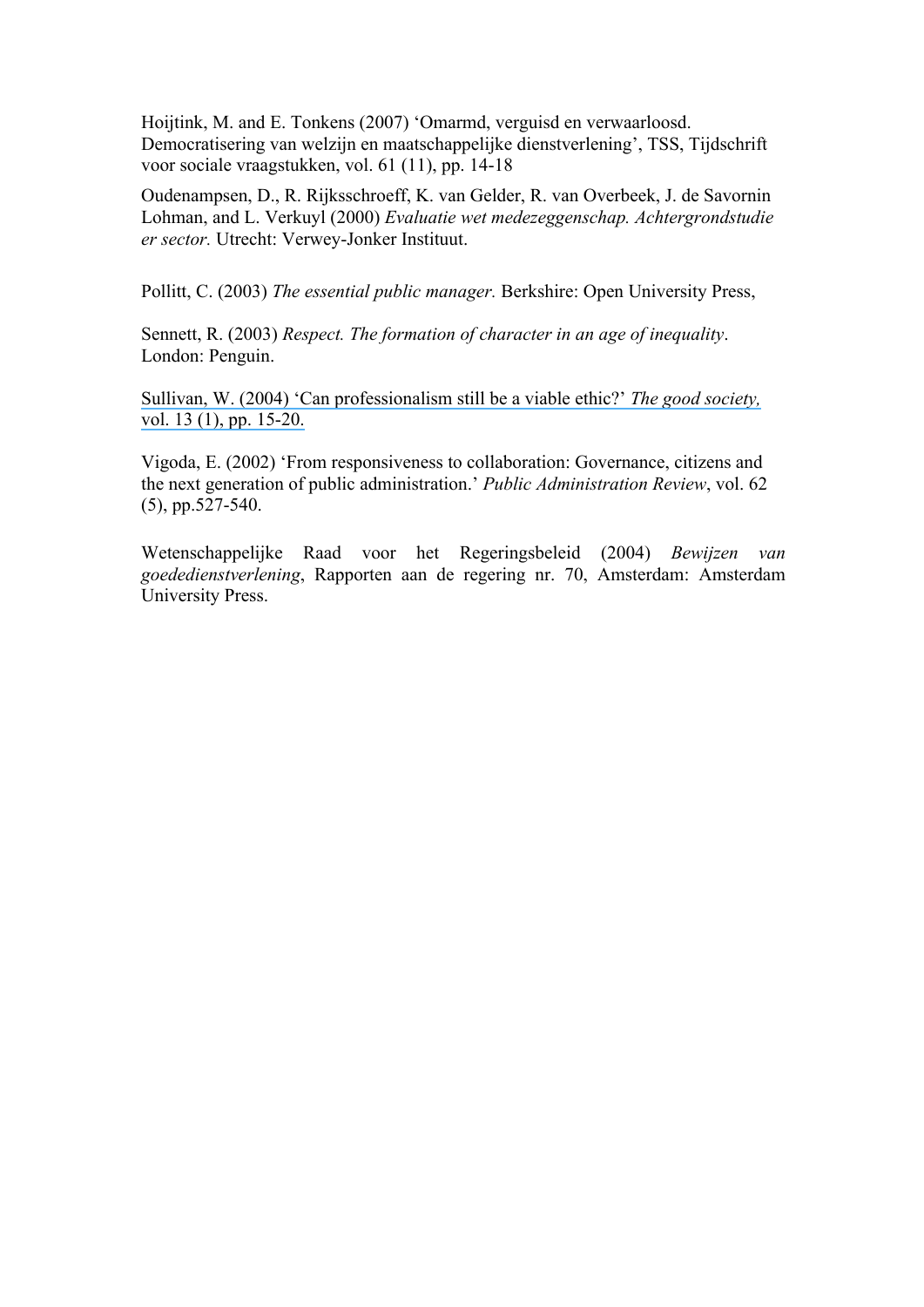Hoijtink, M. and E. Tonkens (2007) 'Omarmd, verguisd en verwaarloosd. Democratisering van welzijn en maatschappelijke dienstverlening', TSS, Tijdschrift voor sociale vraagstukken, vol. 61 (11), pp. 14-18

Oudenampsen, D., R. Rijksschroeff, K. van Gelder, R. van Overbeek, J. de Savornin Lohman, and L. Verkuyl (2000) *Evaluatie wet medezeggenschap. Achtergrondstudie er sector.* Utrecht: Verwey-Jonker Instituut.

Pollitt, C. (2003) *The essential public manager.* Berkshire: Open University Press,

Sennett, R. (2003) *Respect. The formation of character in an age of inequality*. London: Penguin.

Sullivan, W. (2004) 'Can professionalism still be a viable ethic?' *The good society,* vol. 13 (1), pp. 15-20.

Vigoda, E. (2002) 'From responsiveness to collaboration: Governance, citizens and the next generation of public administration.' *Public Administration Review*, vol. 62 (5), pp.527-540.

Wetenschappelijke Raad voor het Regeringsbeleid (2004) *Bewijzen van goededienstverlening*, Rapporten aan de regering nr. 70, Amsterdam: Amsterdam University Press.